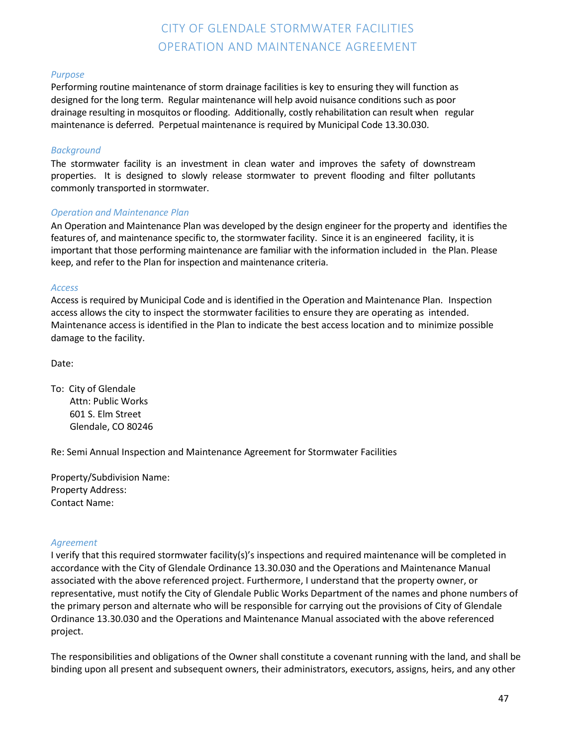# CITY OF GLENDALE STORMWATER FACILITIES OPERATION AND MAINTENANCE AGREEMENT

### *Purpose*

Performing routine maintenance of storm drainage facilities is key to ensuring they will function as designed for the long term. Regular maintenance will help avoid nuisance conditions such as poor drainage resulting in mosquitos or flooding. Additionally, costly rehabilitation can result when regular maintenance is deferred. Perpetual maintenance is required by Municipal Code 13.30.030.

### *Background*

The stormwater facility is an investment in clean water and improves the safety of downstream properties. It is designed to slowly release stormwater to prevent flooding and filter pollutants commonly transported in stormwater.

### *Operation and Maintenance Plan*

An Operation and Maintenance Plan was developed by the design engineer for the property and identifies the features of, and maintenance specific to, the stormwater facility. Since it is an engineered facility, it is important that those performing maintenance are familiar with the information included in the Plan. Please keep, and refer to the Plan for inspection and maintenance criteria.

### *Access*

Access is required by Municipal Code and is identified in the Operation and Maintenance Plan. Inspection access allows the city to inspect the stormwater facilities to ensure they are operating as intended. Maintenance access is identified in the Plan to indicate the best access location and to minimize possible damage to the facility.

Date:

To: City of Glendale
Attn: Public Works
601 S. Elm Street
Glendale, CO 80246

Re: Semi Annual Inspection and Maintenance Agreement for Stormwater Facilities

Property/Subdivision Name:
Property Address:
Contact Name:

### *Agreement*

I verify that this required stormwater facility(s)'s inspections and required maintenance will be completed in accordance with the City of Glendale Ordinance 13.30.030 and the Operations and Maintenance Manual associated with the above referenced project. Furthermore, I understand that the property owner, or representative, must notify the City of Glendale Public Works Department of the names and phone numbers of the primary person and alternate who will be responsible for carrying out the provisions of City of Glendale Ordinance 13.30.030 and the Operations and Maintenance Manual associated with the above referenced project.

The responsibilities and obligations of the Owner shall constitute a covenant running with the land, and shall be binding upon all present and subsequent owners, their administrators, executors, assigns, heirs, and any other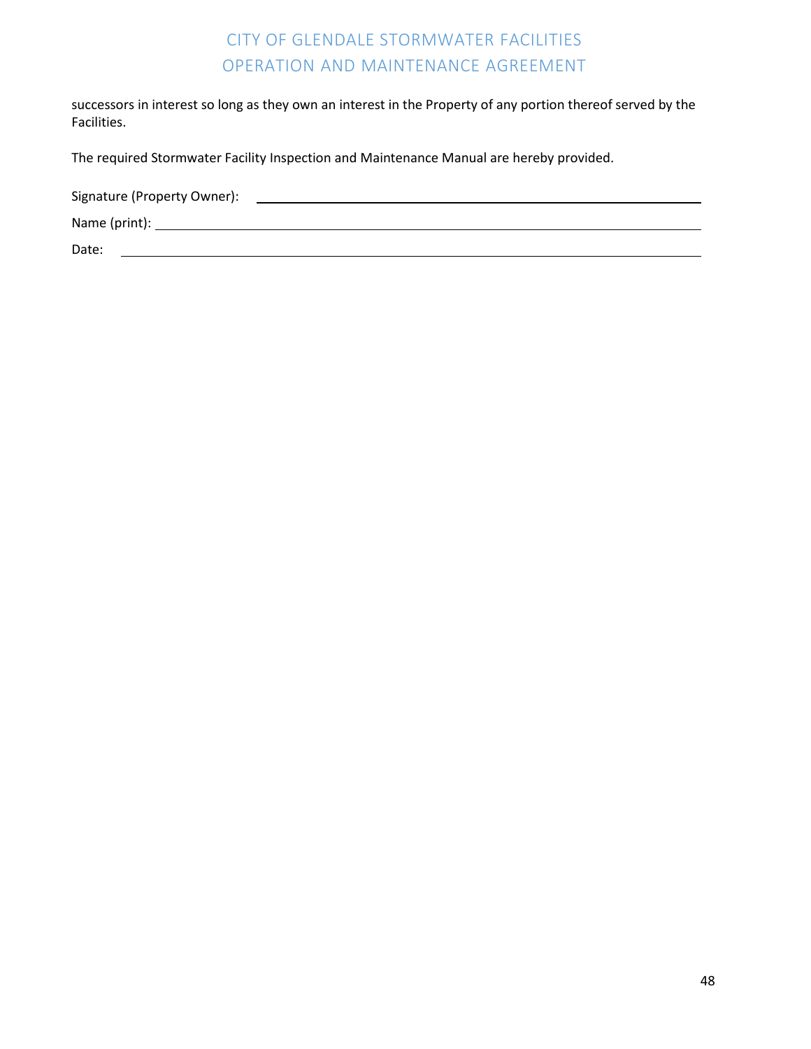successors in interest so long as they own an interest in the Property of any portion thereof served by the Facilities.

The required Stormwater Facility Inspection and Maintenance Manual are hereby provided.

Signature (Property Owner): ______________________________________________

Name (print): ______________________________________________

Date: ______________________________________________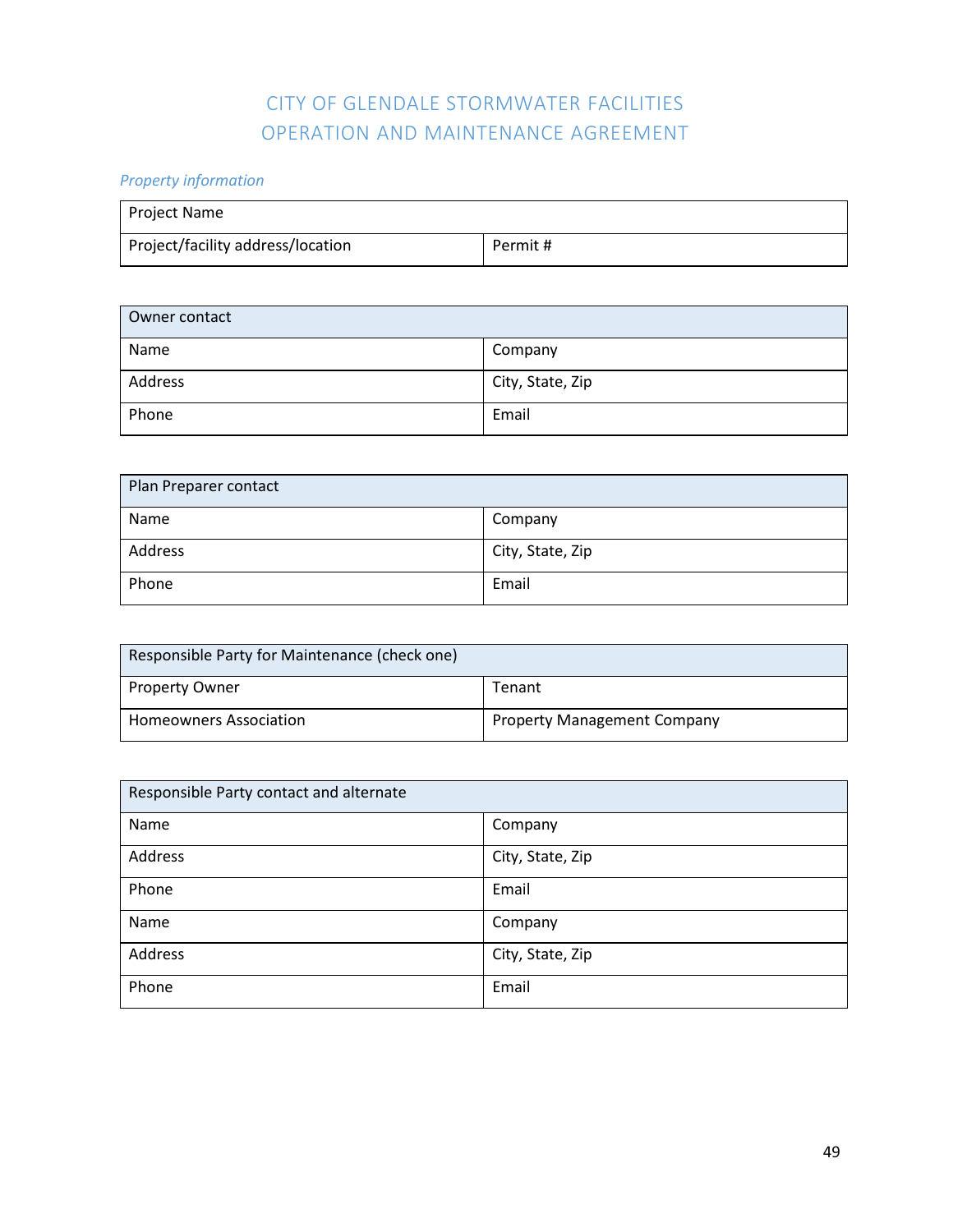# CITY OF GLENDALE STORMWATER FACILITIES OPERATION AND MAINTENANCE AGREEMENT

*Property information*

| | |
|---|---|
| Project Name | |
| Project/facility address/location | Permit # |

| Owner contact | |
|---|---|
| Name | Company |
| Address | City, State, Zip |
| Phone | Email |

| Plan Preparer contact | |
|---|---|
| Name | Company |
| Address | City, State, Zip |
| Phone | Email |

| Responsible Party for Maintenance (check one) | |
|---|---|
| Property Owner | Tenant |
| Homeowners Association | Property Management Company |

| Responsible Party contact and alternate | |
|---|---|
| Name | Company |
| Address | City, State, Zip |
| Phone | Email |
| Name | Company |
| Address | City, State, Zip |
| Phone | Email |